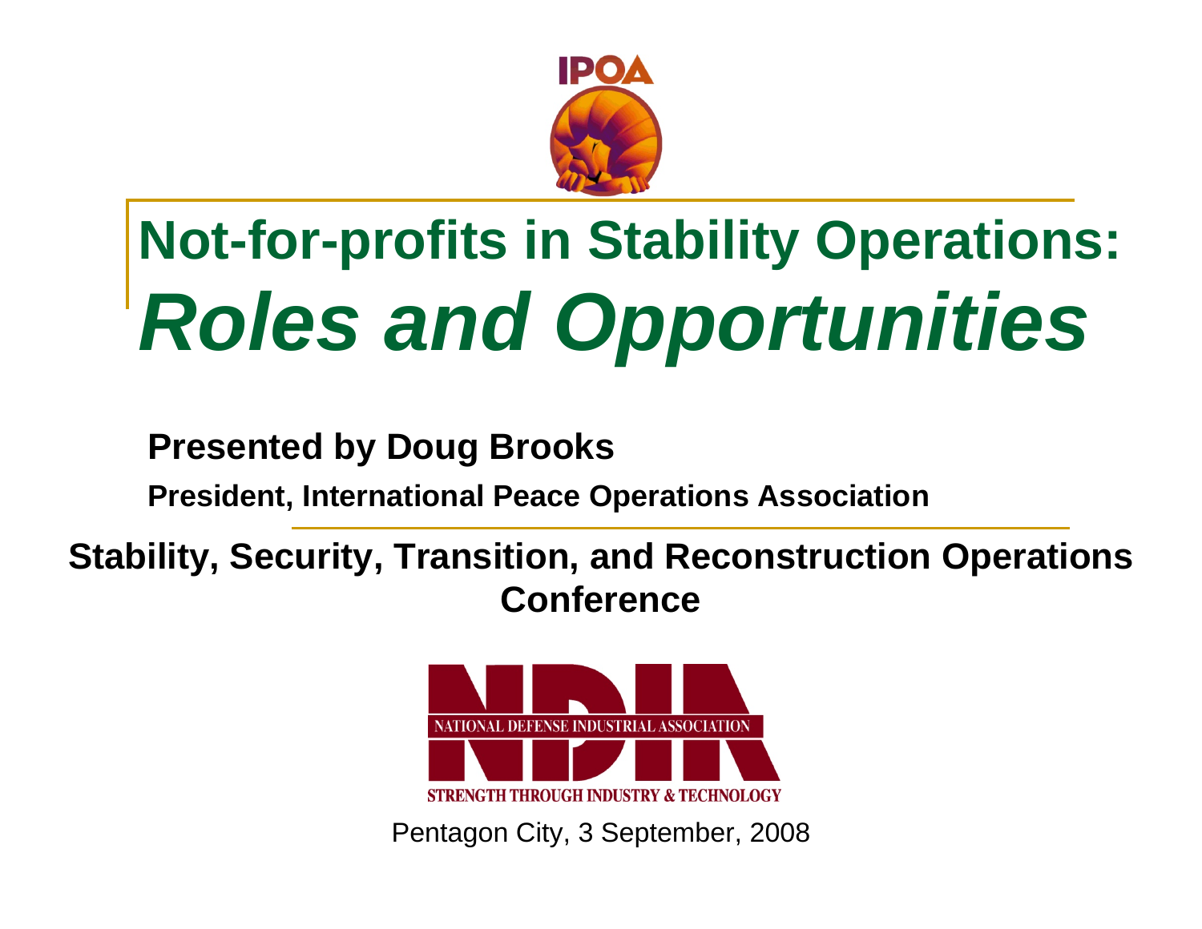IPOA

# Not-for-profits in Stability Operations: *Roles and Opportunities*

**Presented by Doug Brooks**

**President, International Peace Operations Association**

**Stability, Security, Transition, and Reconstruction Operations Conference**

NDIA

NATIONAL DEFENSE INDUSTRIAL ASSOCIATION

STRENGTH THROUGH INDUSTRY & TECHNOLOGY

Pentagon City, 3 September, 2008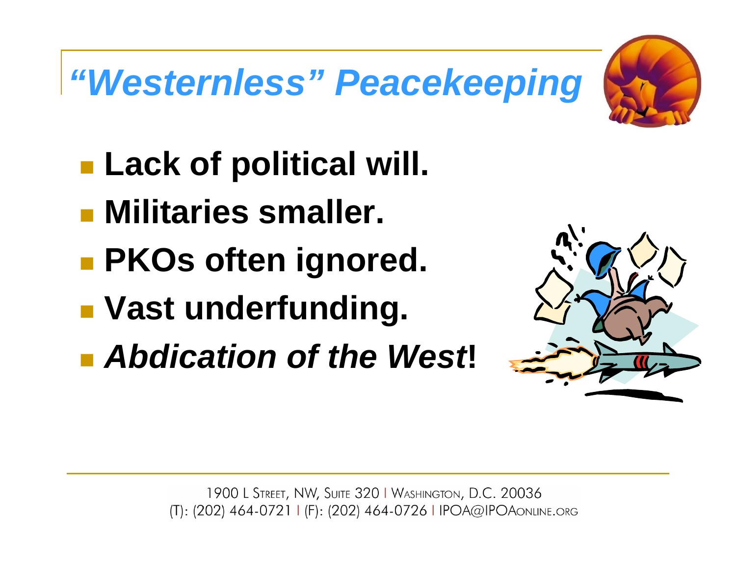# *“Westernless” Peacekeeping*

- **Lack of political will.**
- **Militaries smaller.**
- **PKOs often ignored.**
- **Vast underfunding.**
- ***Abdication of the West*!**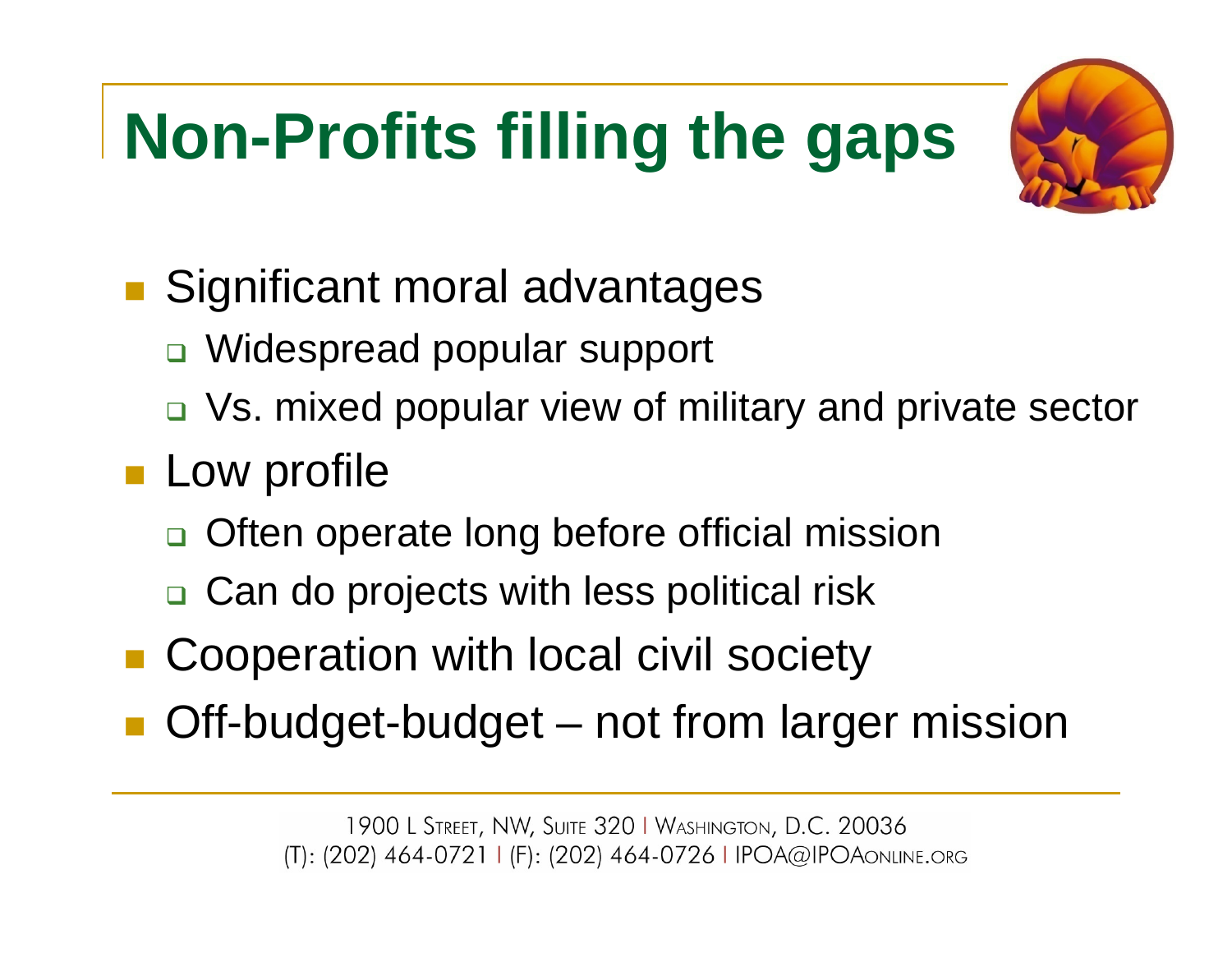# Non-Profits filling the gaps

- Significant moral advantages
  - Widespread popular support
  - Vs. mixed popular view of military and private sector
- Low profile
  - Often operate long before official mission
  - Can do projects with less political risk
- Cooperation with local civil society
- Off-budget-budget – not from larger mission

1900 L Street, NW, Suite 320 | Washington, D.C. 20036
(T): (202) 464-0721 | (F): (202) 464-0726 | IPOA@IPOAonline.org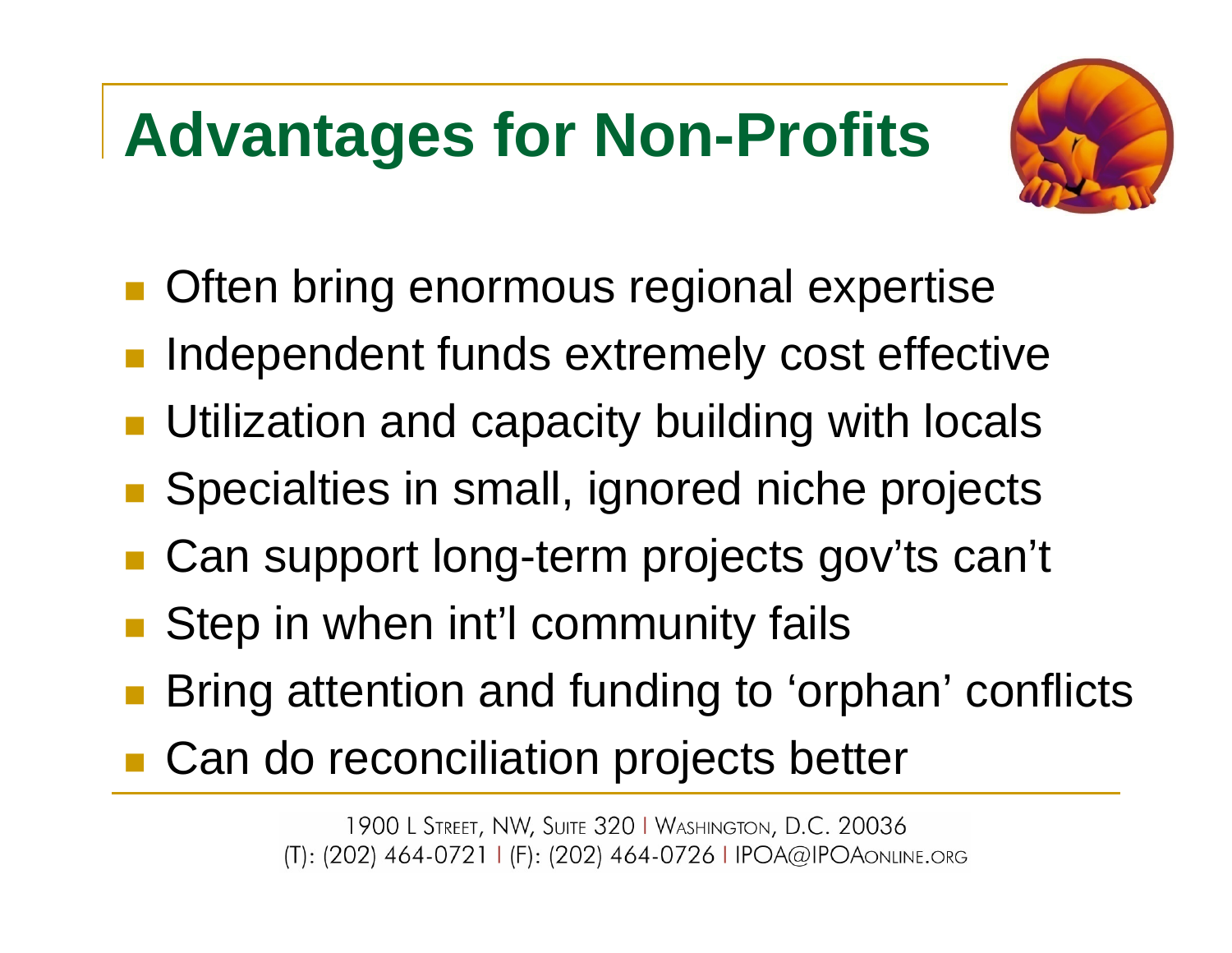# Advantages for Non-Profits

- Often bring enormous regional expertise
- Independent funds extremely cost effective
- Utilization and capacity building with locals
- Specialties in small, ignored niche projects
- Can support long-term projects gov'ts can't
- Step in when int'l community fails
- Bring attention and funding to 'orphan' conflicts
- Can do reconciliation projects better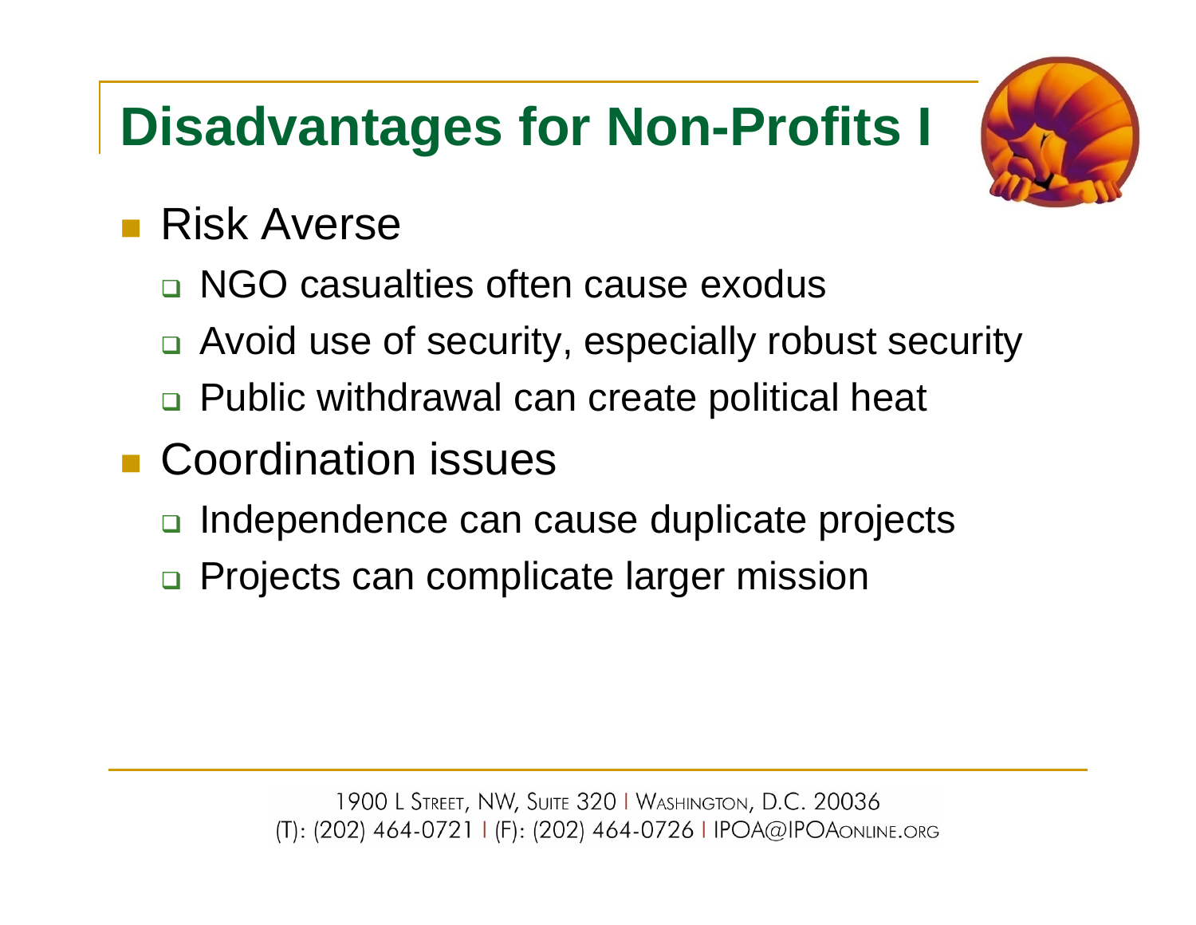# Disadvantages for Non-Profits I

- Risk Averse
  - NGO casualties often cause exodus
  - Avoid use of security, especially robust security
  - Public withdrawal can create political heat
- Coordination issues
  - Independence can cause duplicate projects
  - Projects can complicate larger mission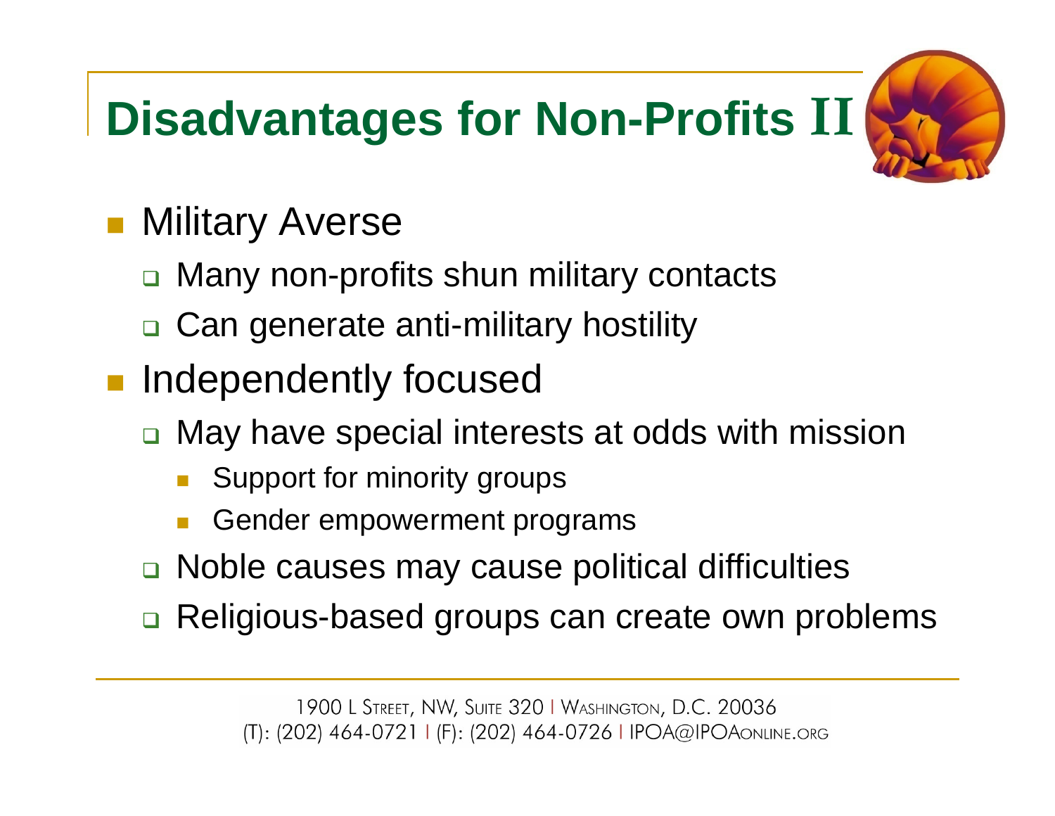# Disadvantages for Non-Profits II

- Military Averse
  - Many non-profits shun military contacts
  - Can generate anti-military hostility
- Independently focused
  - May have special interests at odds with mission
    - Support for minority groups
    - Gender empowerment programs
  - Noble causes may cause political difficulties
  - Religious-based groups can create own problems

1900 L Street, NW, Suite 320 | Washington, D.C. 20036
(T): (202) 464-0721 | (F): (202) 464-0726 | IPOA@IPOAonline.org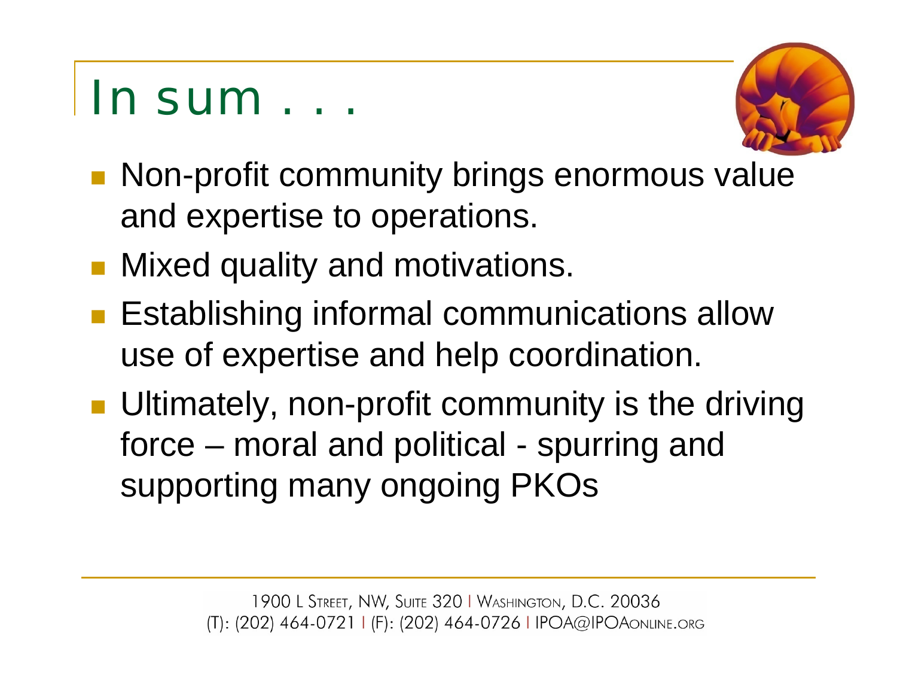# In sum . . .

- Non-profit community brings enormous value and expertise to operations.
- Mixed quality and motivations.
- Establishing informal communications allow use of expertise and help coordination.
- Ultimately, non-profit community is the driving force – moral and political - spurring and supporting many ongoing PKOs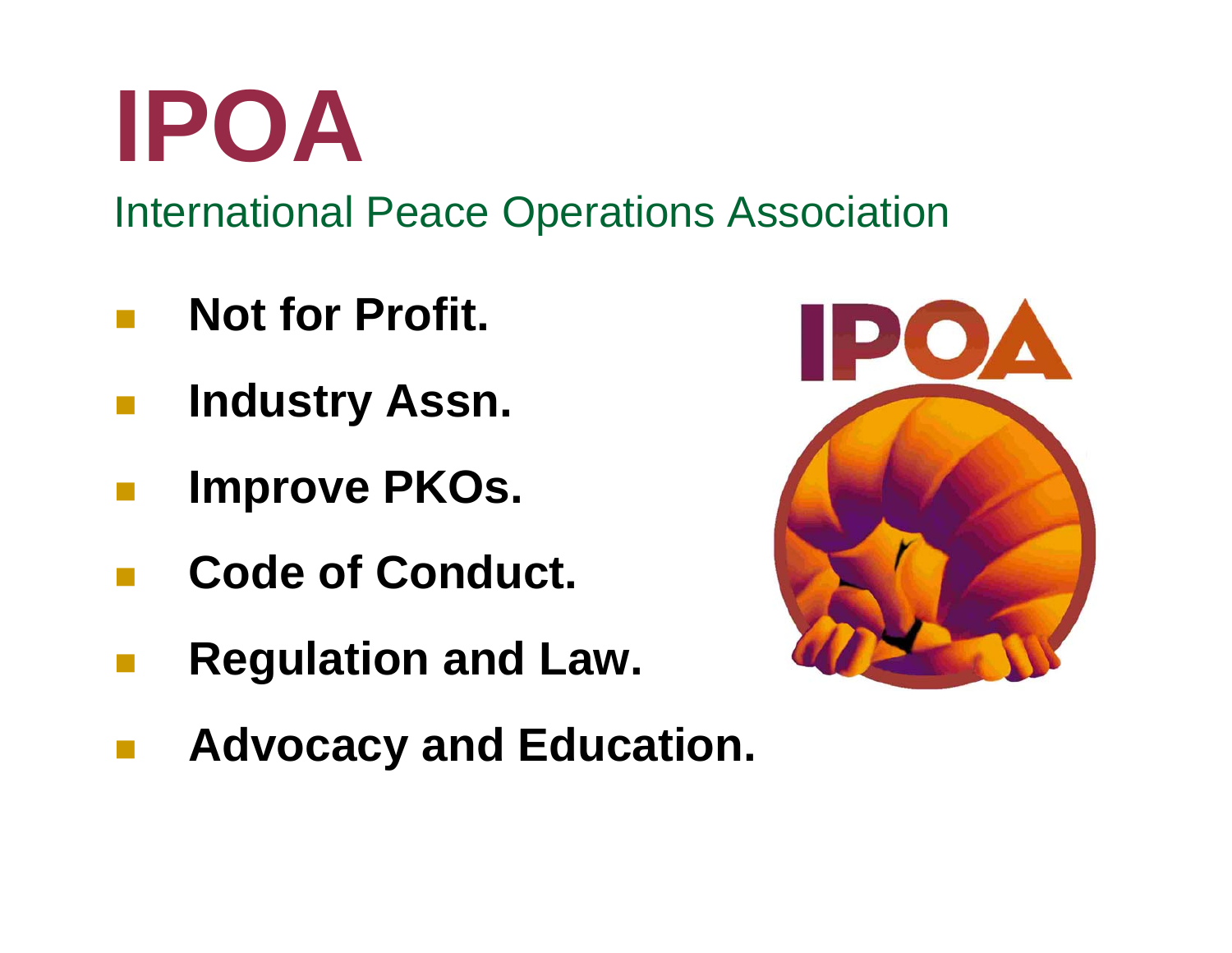# IPOA

International Peace Operations Association

- **Not for Profit.**
- **Industry Assn.**
- **Improve PKOs.**
- **Code of Conduct.**
- **Regulation and Law.**
- **Advocacy and Education.**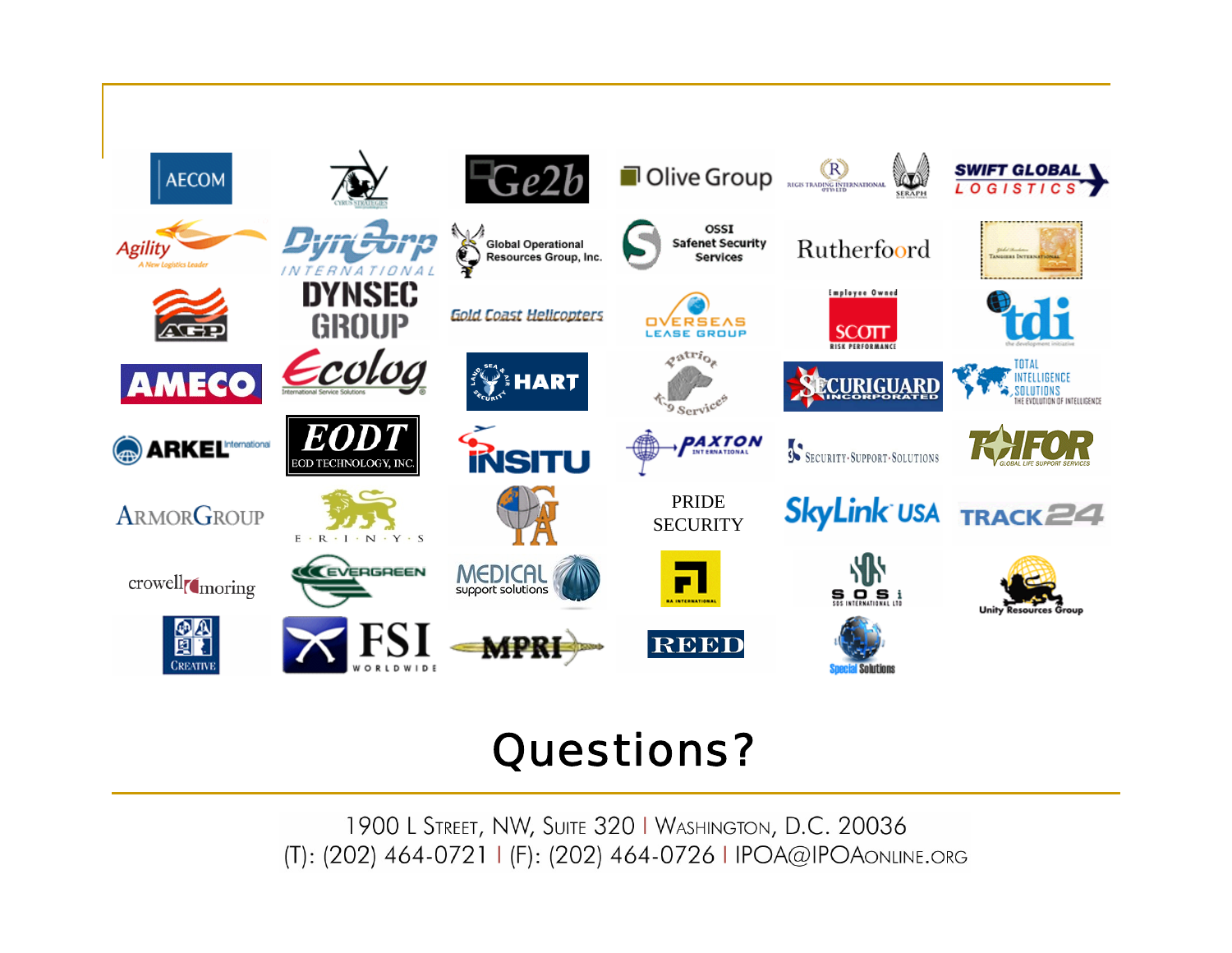# Questions?

1900 L Street, NW, Suite 320 | Washington, D.C. 20036
(T): (202) 464-0721 | (F): (202) 464-0726 | IPOA@IPOAonline.org